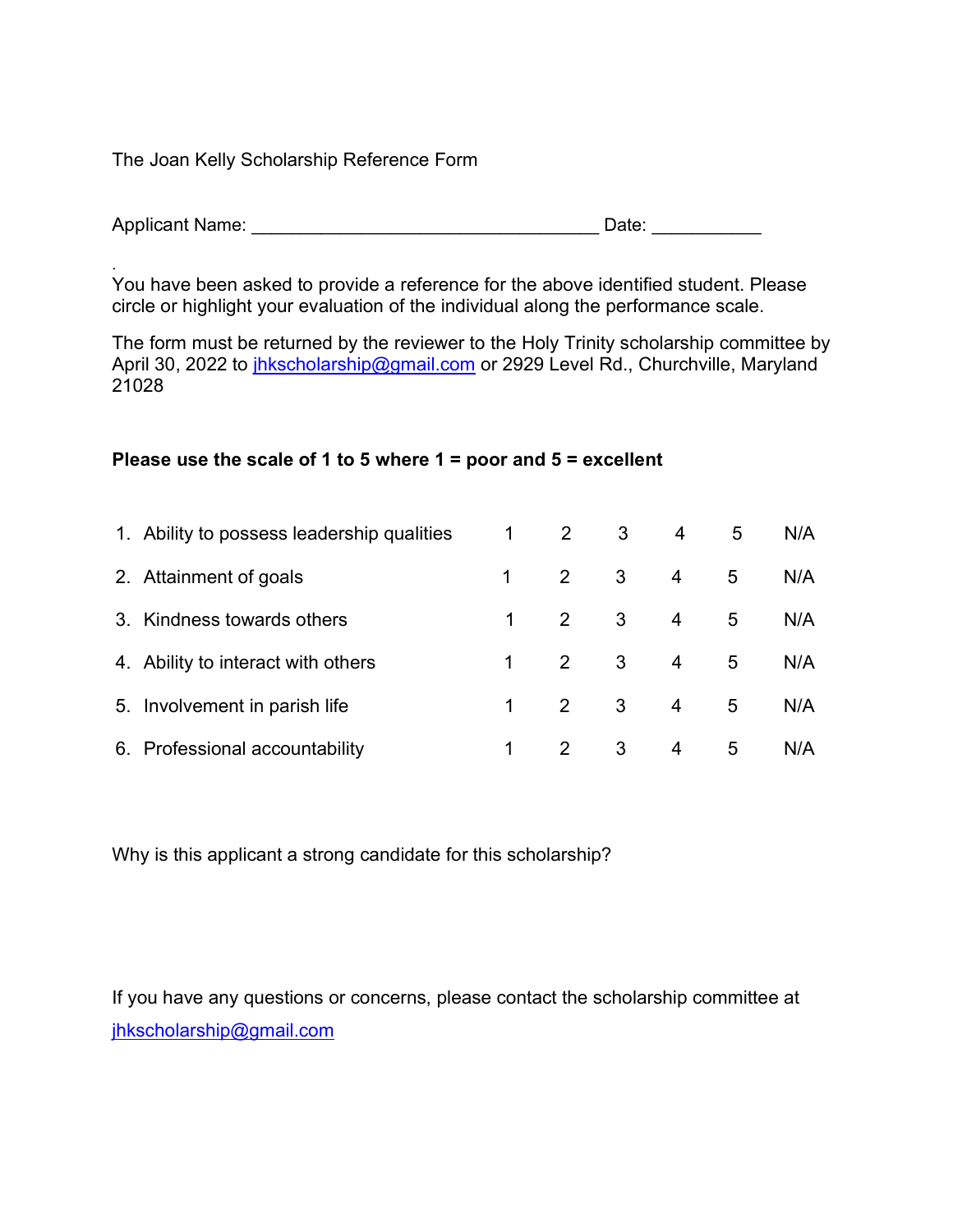The Joan Kelly Scholarship Reference Form

Applicant Name: ___________________________________ Date: ___________

.
You have been asked to provide a reference for the above identified student. Please circle or highlight your evaluation of the individual along the performance scale.

The form must be returned by the reviewer to the Holy Trinity scholarship committee by April 30, 2022 to jhkscholarship@gmail.com or 2929 Level Rd., Churchville, Maryland 21028

**Please use the scale of 1 to 5 where 1 = poor and 5 = excellent**

| | | | | | | |
|---|---|---|---|---|---|---|
| 1. Ability to possess leadership qualities | 1 | 2 | 3 | 4 | 5 | N/A |
| 2. Attainment of goals | 1 | 2 | 3 | 4 | 5 | N/A |
| 3. Kindness towards others | 1 | 2 | 3 | 4 | 5 | N/A |
| 4. Ability to interact with others | 1 | 2 | 3 | 4 | 5 | N/A |
| 5. Involvement in parish life | 1 | 2 | 3 | 4 | 5 | N/A |
| 6. Professional accountability | 1 | 2 | 3 | 4 | 5 | N/A |

Why is this applicant a strong candidate for this scholarship?

If you have any questions or concerns, please contact the scholarship committee at jhkscholarship@gmail.com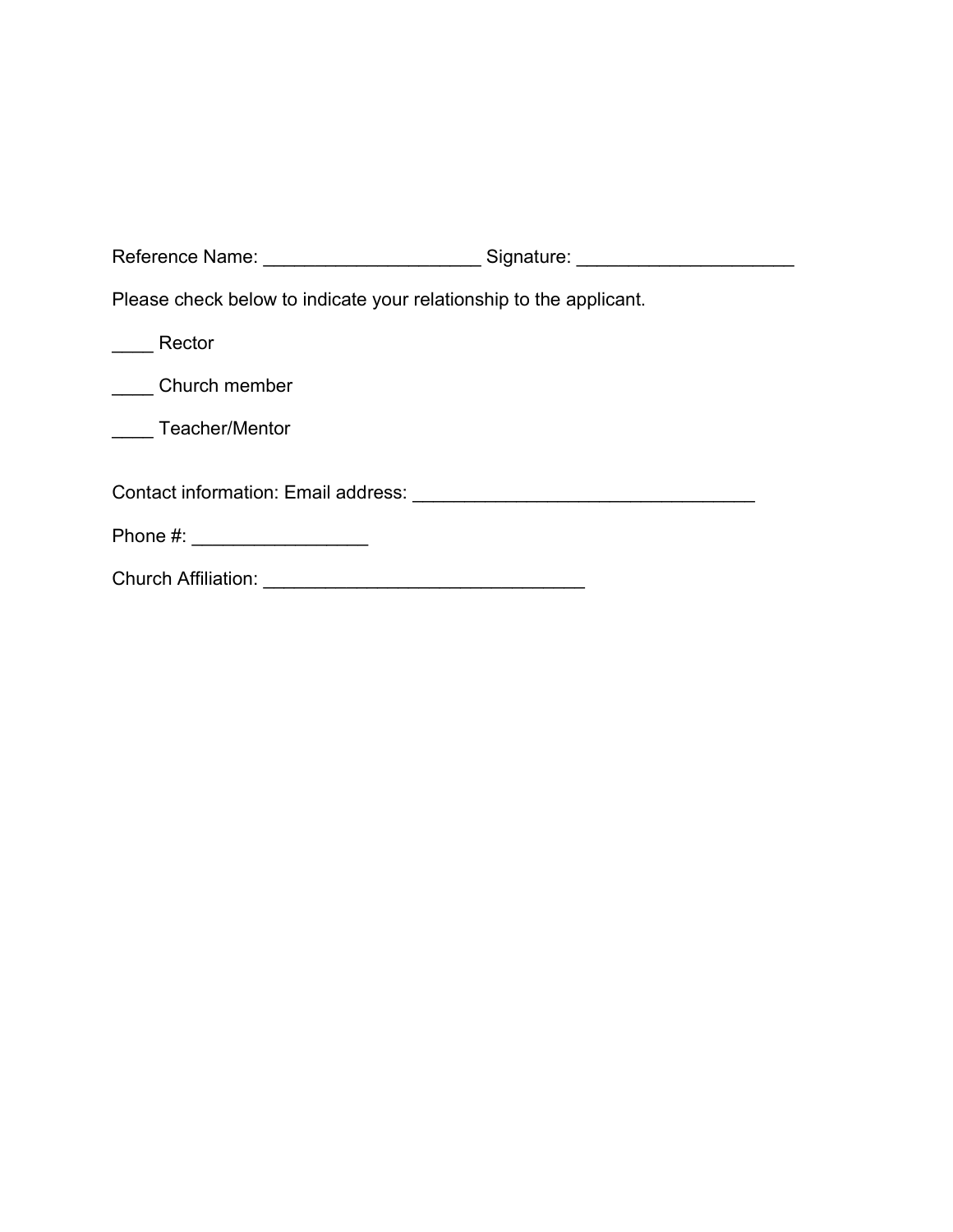Reference Name: _____________________ Signature: _____________________

Please check below to indicate your relationship to the applicant.

____ Rector

____ Church member

____ Teacher/Mentor

Contact information: Email address: _________________________________

Phone #: ________________

Church Affiliation: _______________________________